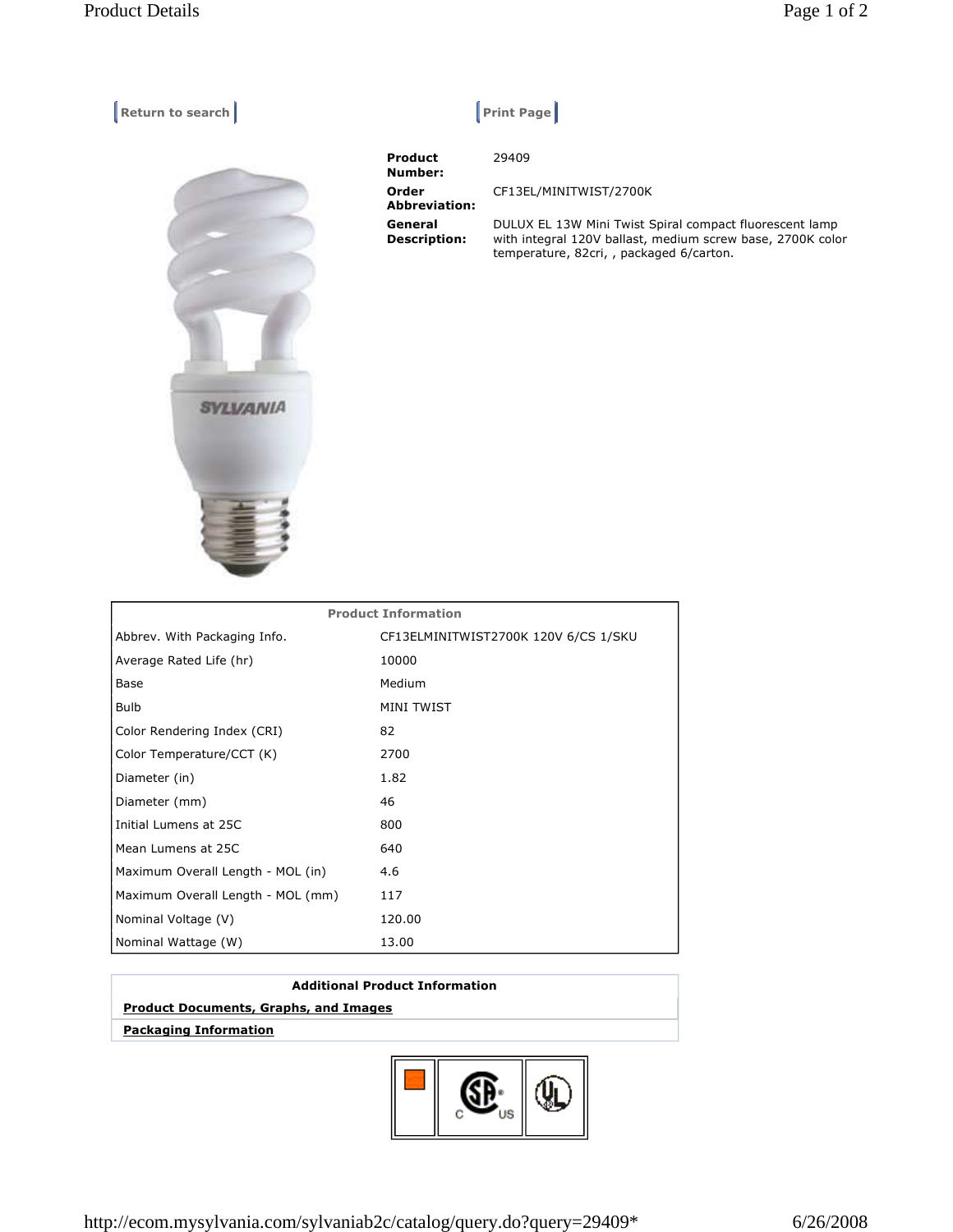Return to search

Print Page

**Product Number:** 29409

**Order Abbreviation:** CF13EL/MINITWIST/2700K

**General Description:** DULUX EL 13W Mini Twist Spiral compact fluorescent lamp with integral 120V ballast, medium screw base, 2700K color temperature, 82cri, , packaged 6/carton.

| Product Information | |
|---|---|
| Abbrev. With Packaging Info. | CF13ELMINITWIST2700K 120V 6/CS 1/SKU |
| Average Rated Life (hr) | 10000 |
| Base | Medium |
| Bulb | MINI TWIST |
| Color Rendering Index (CRI) | 82 |
| Color Temperature/CCT (K) | 2700 |
| Diameter (in) | 1.82 |
| Diameter (mm) | 46 |
| Initial Lumens at 25C | 800 |
| Mean Lumens at 25C | 640 |
| Maximum Overall Length - MOL (in) | 4.6 |
| Maximum Overall Length - MOL (mm) | 117 |
| Nominal Voltage (V) | 120.00 |
| Nominal Wattage (W) | 13.00 |

**Additional Product Information**

**Product Documents, Graphs, and Images**

**Packaging Information**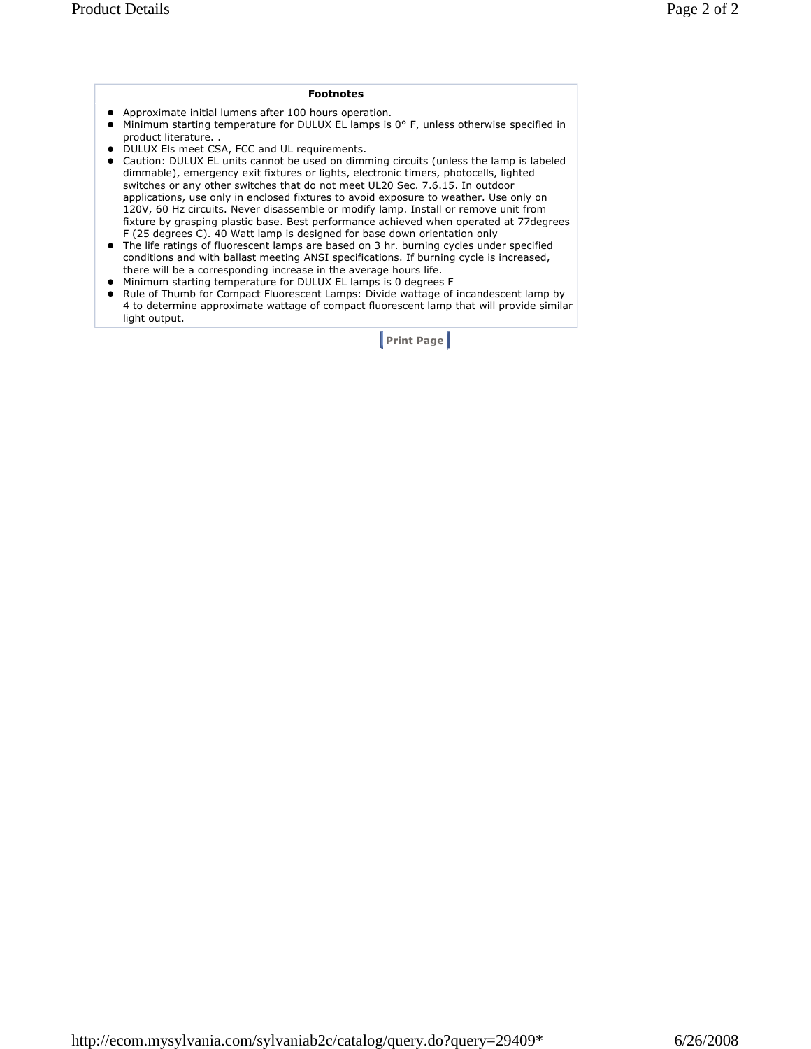**Footnotes**

- Approximate initial lumens after 100 hours operation.
- Minimum starting temperature for DULUX EL lamps is 0° F, unless otherwise specified in product literature. .
- DULUX Els meet CSA, FCC and UL requirements.
- Caution: DULUX EL units cannot be used on dimming circuits (unless the lamp is labeled dimmable), emergency exit fixtures or lights, electronic timers, photocells, lighted switches or any other switches that do not meet UL20 Sec. 7.6.15. In outdoor applications, use only in enclosed fixtures to avoid exposure to weather. Use only on 120V, 60 Hz circuits. Never disassemble or modify lamp. Install or remove unit from fixture by grasping plastic base. Best performance achieved when operated at 77degrees F (25 degrees C). 40 Watt lamp is designed for base down orientation only
- The life ratings of fluorescent lamps are based on 3 hr. burning cycles under specified conditions and with ballast meeting ANSI specifications. If burning cycle is increased, there will be a corresponding increase in the average hours life.
- Minimum starting temperature for DULUX EL lamps is 0 degrees F
- Rule of Thumb for Compact Fluorescent Lamps: Divide wattage of incandescent lamp by 4 to determine approximate wattage of compact fluorescent lamp that will provide similar light output.

Print Page